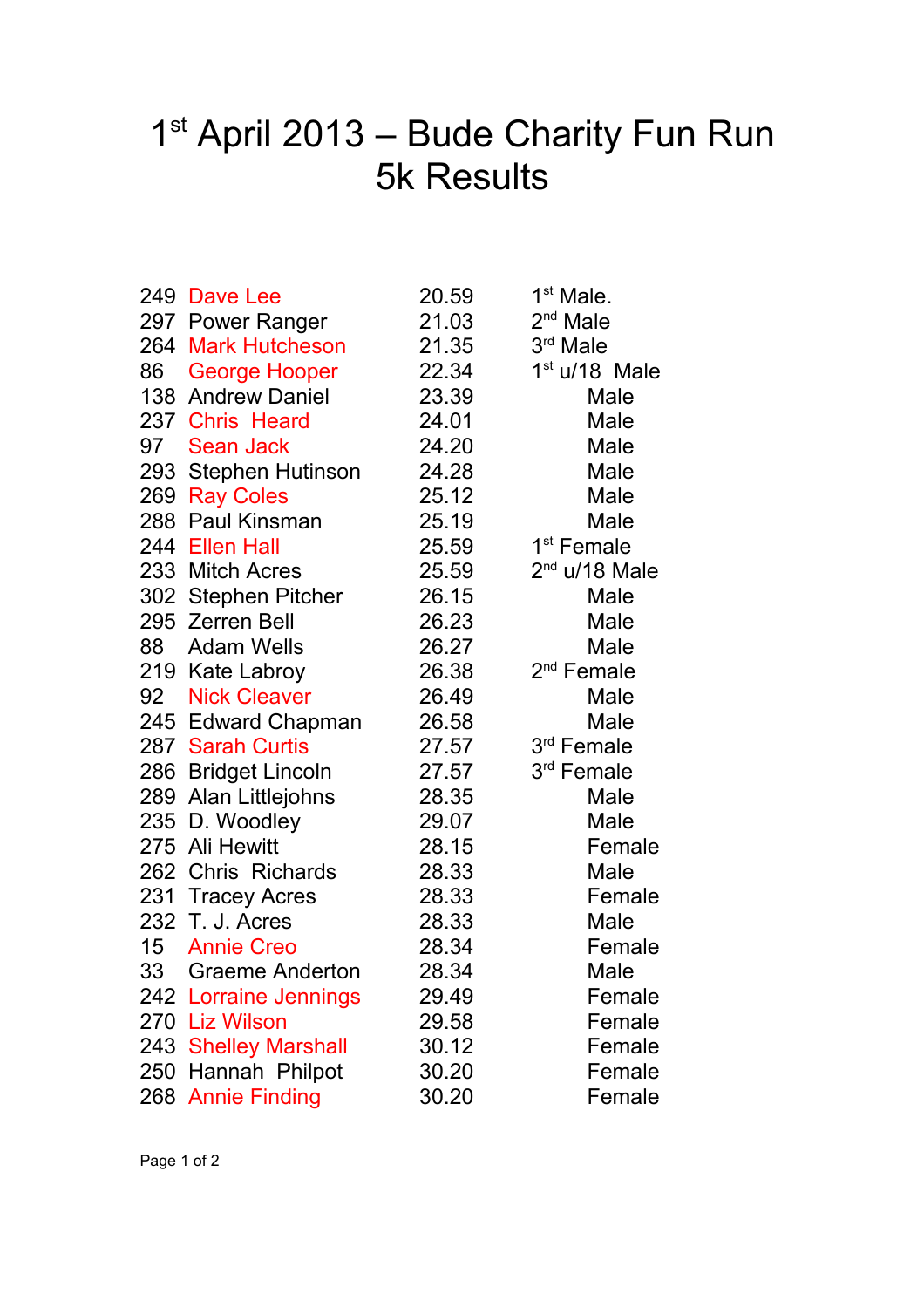# 1st April 2013 – Bude Charity Fun Run 5k Results

| No. | Name | Time | Category |
|---|---|---|---|
| 249 | Dave Lee | 20.59 | 1st Male. |
| 297 | Power Ranger | 21.03 | 2nd Male |
| 264 | Mark Hutcheson | 21.35 | 3rd Male |
| 86 | George Hooper | 22.34 | 1st u/18 Male |
| 138 | Andrew Daniel | 23.39 | Male |
| 237 | Chris Heard | 24.01 | Male |
| 97 | Sean Jack | 24.20 | Male |
| 293 | Stephen Hutinson | 24.28 | Male |
| 269 | Ray Coles | 25.12 | Male |
| 288 | Paul Kinsman | 25.19 | Male |
| 244 | Ellen Hall | 25.59 | 1st Female |
| 233 | Mitch Acres | 25.59 | 2nd u/18 Male |
| 302 | Stephen Pitcher | 26.15 | Male |
| 295 | Zerren Bell | 26.23 | Male |
| 88 | Adam Wells | 26.27 | Male |
| 219 | Kate Labroy | 26.38 | 2nd Female |
| 92 | Nick Cleaver | 26.49 | Male |
| 245 | Edward Chapman | 26.58 | Male |
| 287 | Sarah Curtis | 27.57 | 3rd Female |
| 286 | Bridget Lincoln | 27.57 | 3rd Female |
| 289 | Alan Littlejohns | 28.35 | Male |
| 235 | D. Woodley | 29.07 | Male |
| 275 | Ali Hewitt | 28.15 | Female |
| 262 | Chris Richards | 28.33 | Male |
| 231 | Tracey Acres | 28.33 | Female |
| 232 | T. J. Acres | 28.33 | Male |
| 15 | Annie Creo | 28.34 | Female |
| 33 | Graeme Anderton | 28.34 | Male |
| 242 | Lorraine Jennings | 29.49 | Female |
| 270 | Liz Wilson | 29.58 | Female |
| 243 | Shelley Marshall | 30.12 | Female |
| 250 | Hannah Philpot | 30.20 | Female |
| 268 | Annie Finding | 30.20 | Female |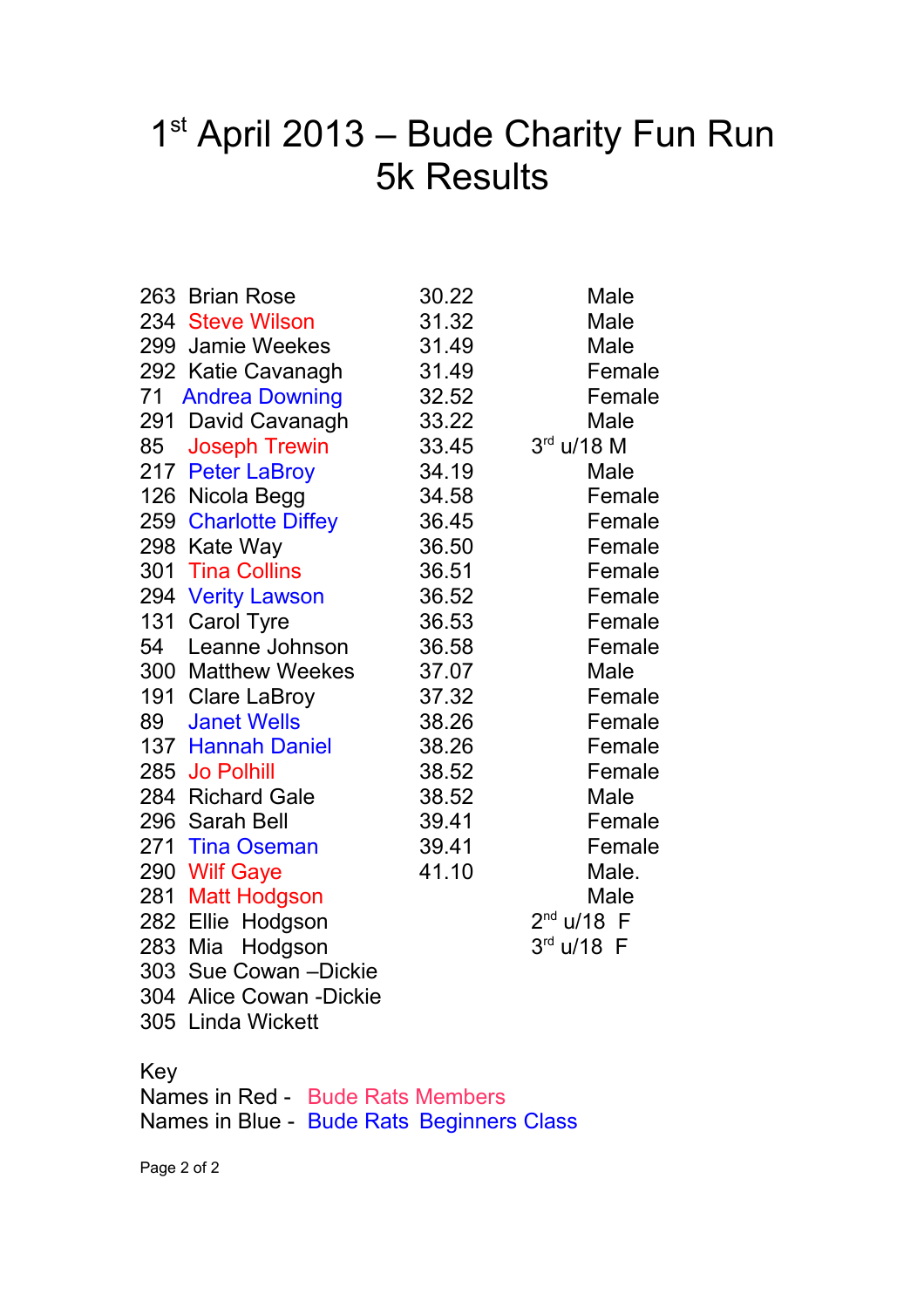# 1st April 2013 – Bude Charity Fun Run 5k Results

| | | | |
|---|---|---|---|
| 263 | Brian Rose | 30.22 | Male |
| 234 | Steve Wilson | 31.32 | Male |
| 299 | Jamie Weekes | 31.49 | Male |
| 292 | Katie Cavanagh | 31.49 | Female |
| 71 | Andrea Downing | 32.52 | Female |
| 291 | David Cavanagh | 33.22 | Male |
| 85 | Joseph Trewin | 33.45 | 3rd u/18 M |
| 217 | Peter LaBroy | 34.19 | Male |
| 126 | Nicola Begg | 34.58 | Female |
| 259 | Charlotte Diffey | 36.45 | Female |
| 298 | Kate Way | 36.50 | Female |
| 301 | Tina Collins | 36.51 | Female |
| 294 | Verity Lawson | 36.52 | Female |
| 131 | Carol Tyre | 36.53 | Female |
| 54 | Leanne Johnson | 36.58 | Female |
| 300 | Matthew Weekes | 37.07 | Male |
| 191 | Clare LaBroy | 37.32 | Female |
| 89 | Janet Wells | 38.26 | Female |
| 137 | Hannah Daniel | 38.26 | Female |
| 285 | Jo Polhill | 38.52 | Female |
| 284 | Richard Gale | 38.52 | Male |
| 296 | Sarah Bell | 39.41 | Female |
| 271 | Tina Oseman | 39.41 | Female |
| 290 | Wilf Gaye | 41.10 | Male. |
| 281 | Matt Hodgson | | Male |
| 282 | Ellie Hodgson | | 2nd u/18 F |
| 283 | Mia Hodgson | | 3rd u/18 F |
| 303 | Sue Cowan –Dickie | | |
| 304 | Alice Cowan -Dickie | | |
| 305 | Linda Wickett | | |

Key
Names in Red - Bude Rats Members
Names in Blue - Bude Rats Beginners Class